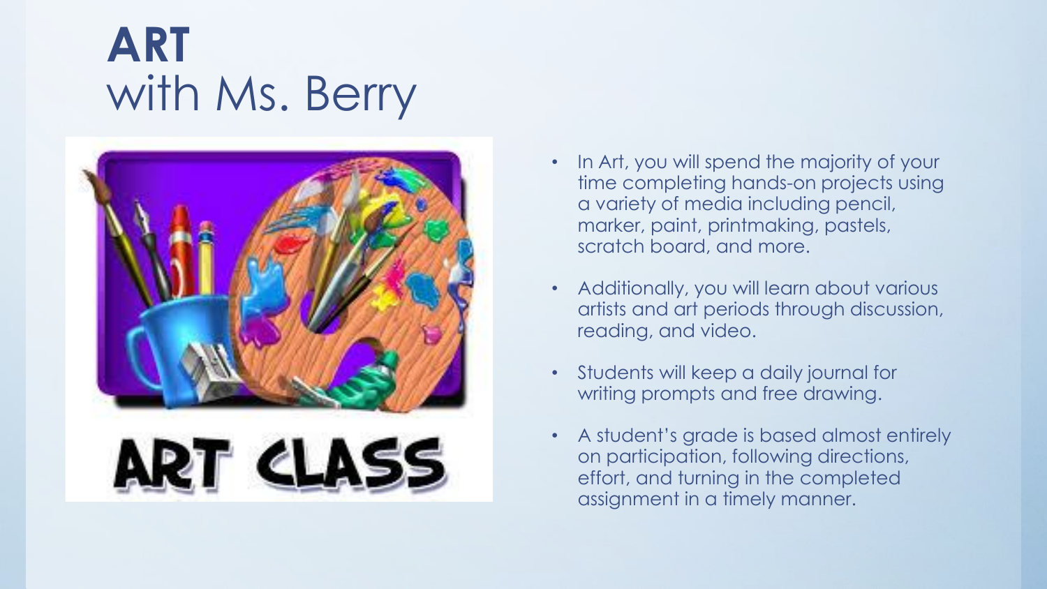# **ART** with Ms. Berry

- In Art, you will spend the majority of your time completing hands-on projects using a variety of media including pencil, marker, paint, printmaking, pastels, scratch board, and more.
- Additionally, you will learn about various artists and art periods through discussion, reading, and video.
- Students will keep a daily journal for writing prompts and free drawing.
- A student's grade is based almost entirely on participation, following directions, effort, and turning in the completed assignment in a timely manner.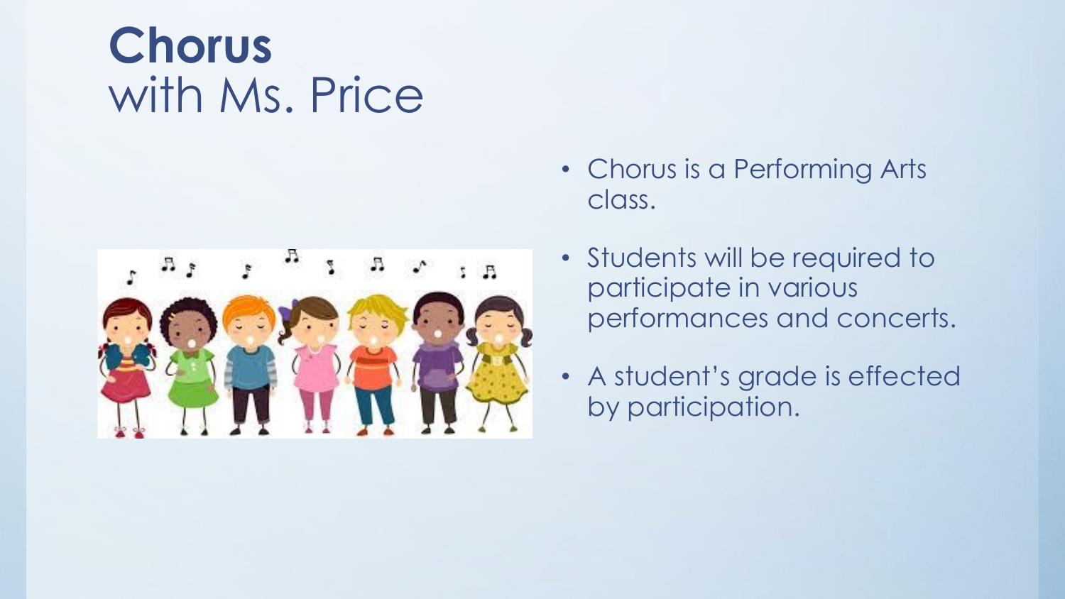# **Chorus**
with Ms. Price

- Chorus is a Performing Arts class.
- Students will be required to participate in various performances and concerts.
- A student's grade is effected by participation.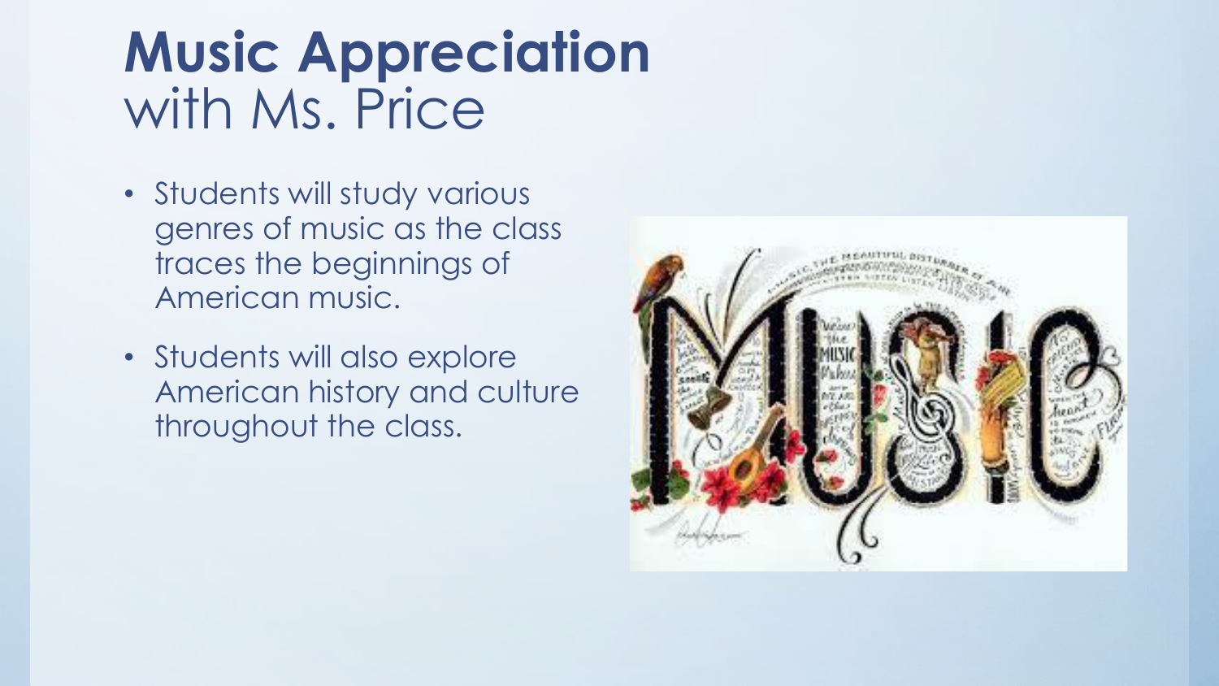# **Music Appreciation** with Ms. Price

- Students will study various genres of music as the class traces the beginnings of American music.
- Students will also explore American history and culture throughout the class.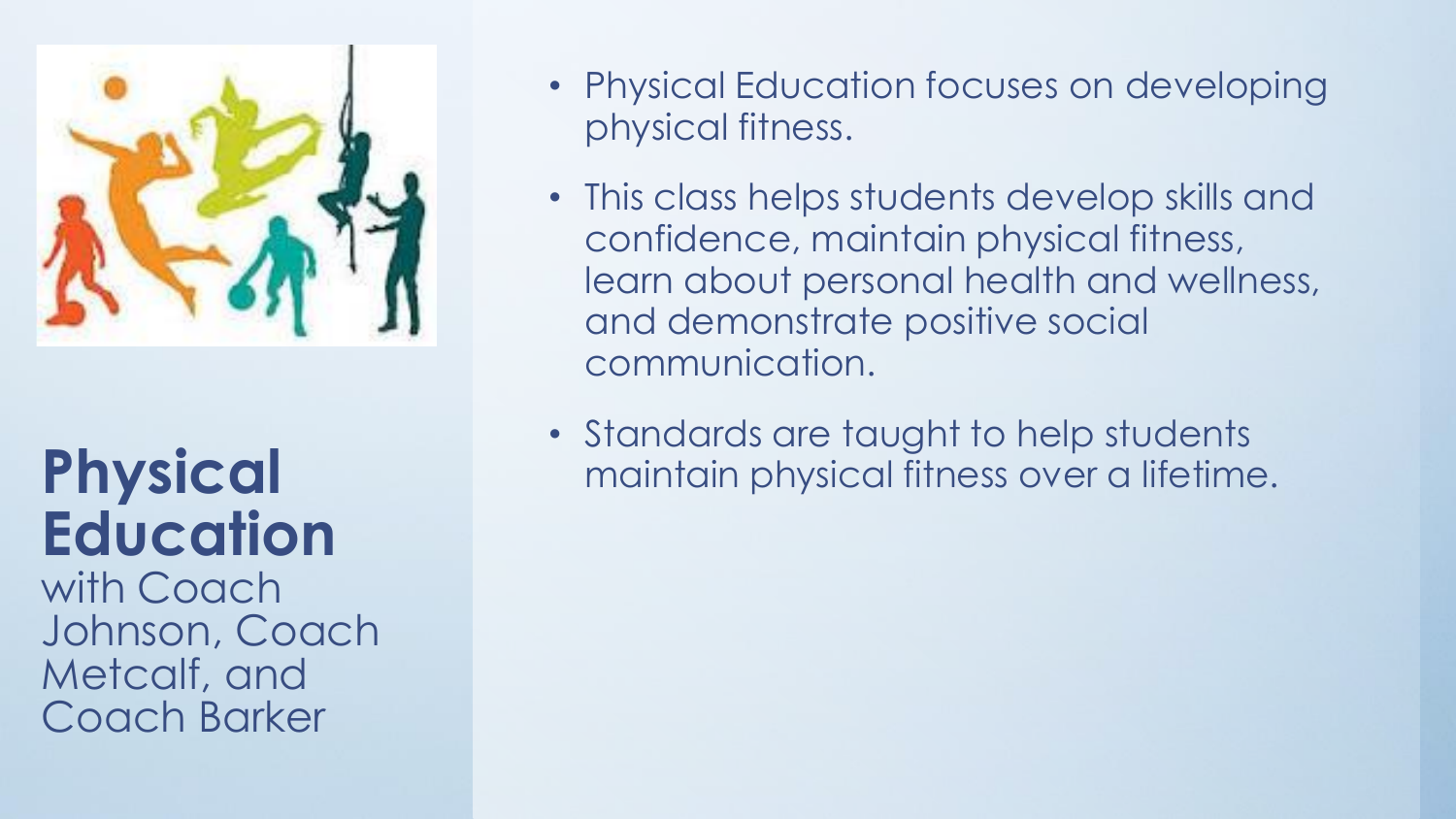# Physical Education

with Coach Johnson, Coach Metcalf, and Coach Barker

- Physical Education focuses on developing physical fitness.
- This class helps students develop skills and confidence, maintain physical fitness, learn about personal health and wellness, and demonstrate positive social communication.
- Standards are taught to help students maintain physical fitness over a lifetime.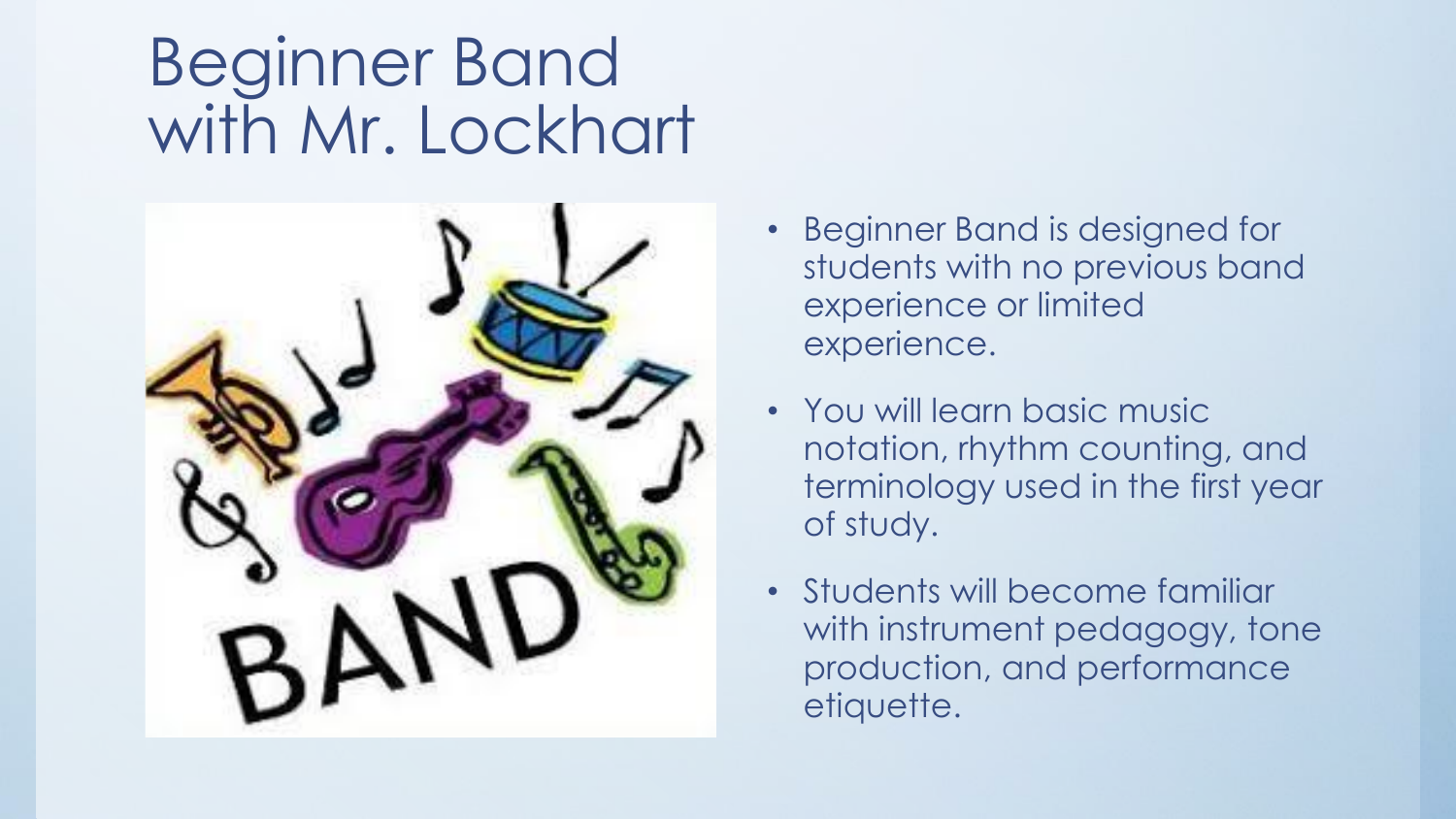# Beginner Band with Mr. Lockhart

- Beginner Band is designed for students with no previous band experience or limited experience.
- You will learn basic music notation, rhythm counting, and terminology used in the first year of study.
- Students will become familiar with instrument pedagogy, tone production, and performance etiquette.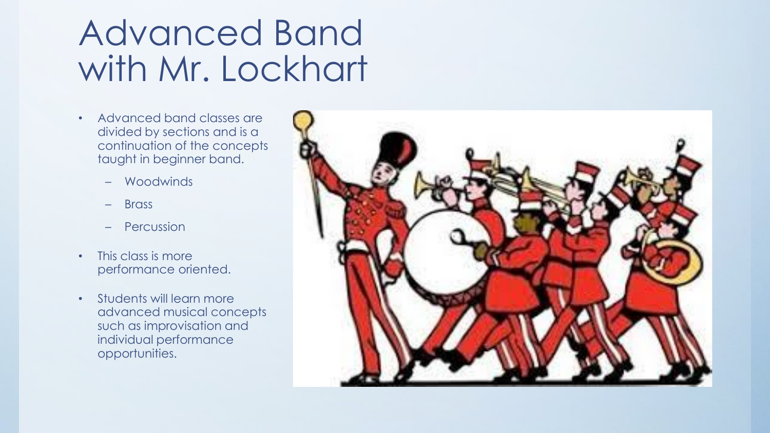# Advanced Band with Mr. Lockhart

- Advanced band classes are divided by sections and is a continuation of the concepts taught in beginner band.
  - Woodwinds
  - Brass
  - Percussion
- This class is more performance oriented.
- Students will learn more advanced musical concepts such as improvisation and individual performance opportunities.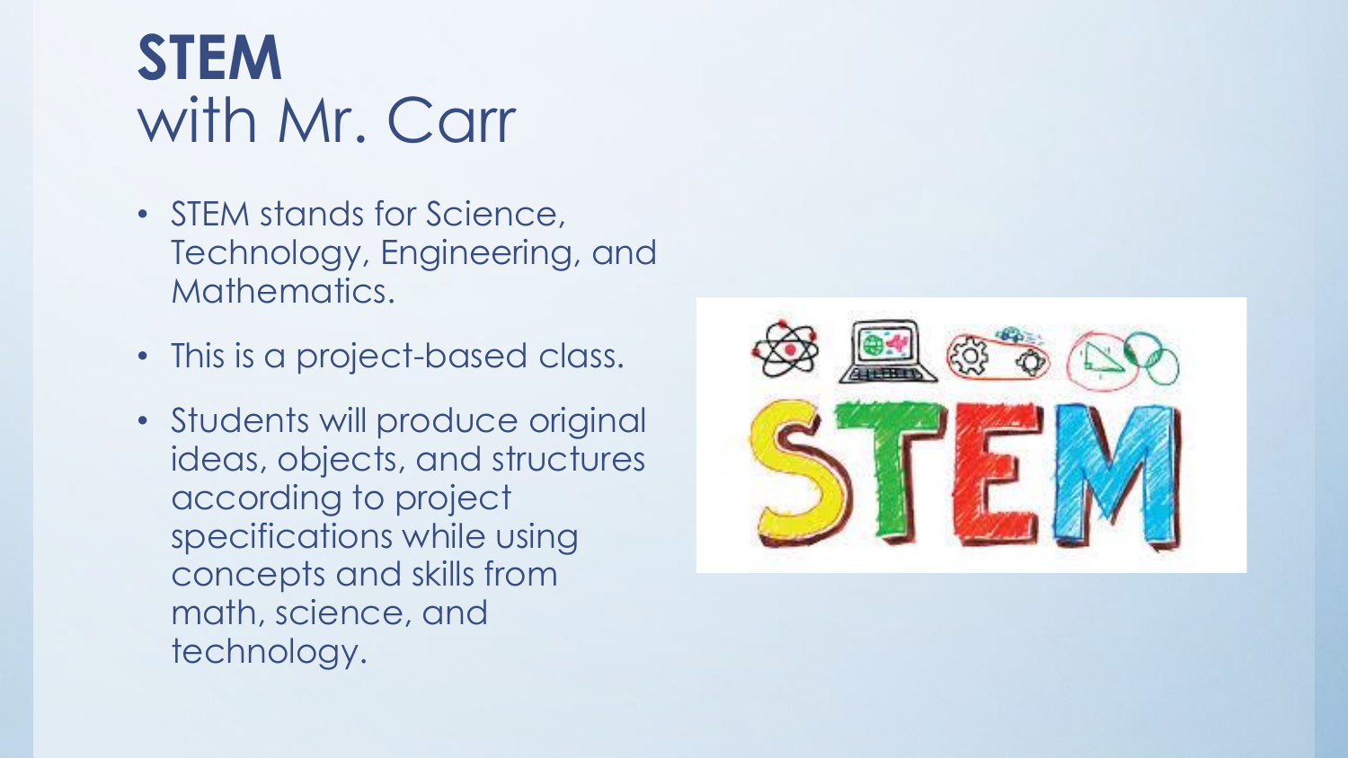# STEM
with Mr. Carr

- STEM stands for Science, Technology, Engineering, and Mathematics.
- This is a project-based class.
- Students will produce original ideas, objects, and structures according to project specifications while using concepts and skills from math, science, and technology.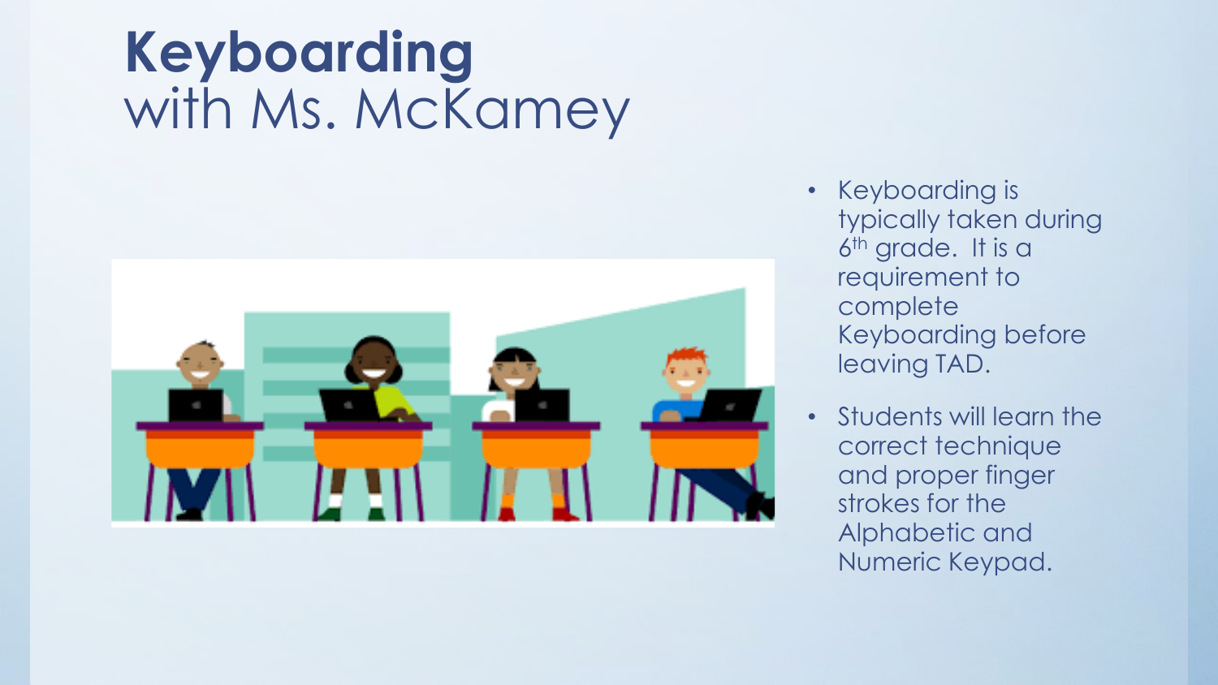# **Keyboarding** with Ms. McKamey

- Keyboarding is typically taken during 6th grade. It is a requirement to complete Keyboarding before leaving TAD.
- Students will learn the correct technique and proper finger strokes for the Alphabetic and Numeric Keypad.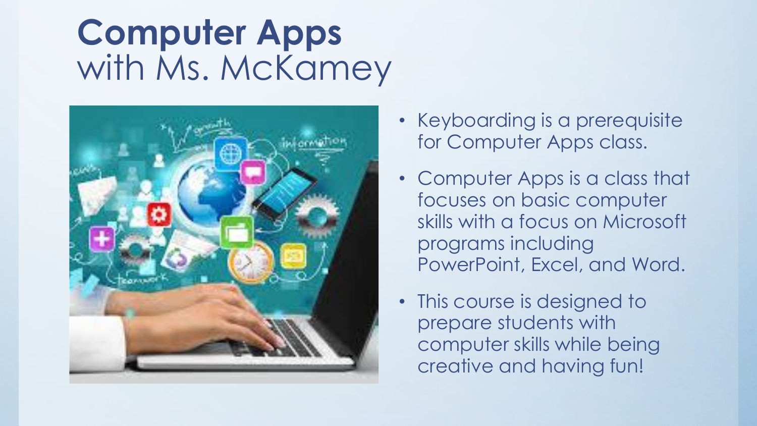# **Computer Apps** with Ms. McKamey

- Keyboarding is a prerequisite for Computer Apps class.
- Computer Apps is a class that focuses on basic computer skills with a focus on Microsoft programs including PowerPoint, Excel, and Word.
- This course is designed to prepare students with computer skills while being creative and having fun!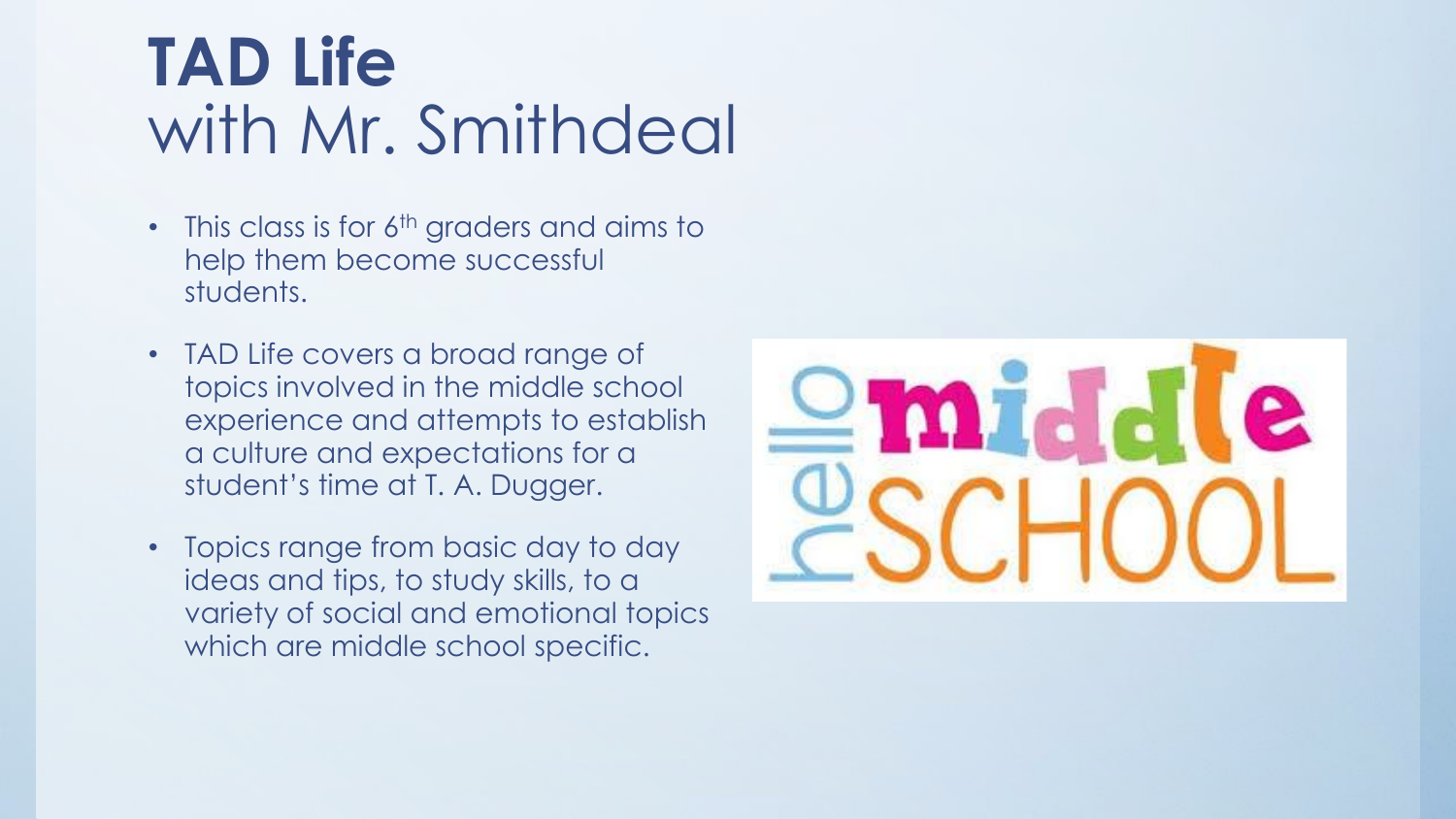# TAD Life
with Mr. Smithdeal

- This class is for 6th graders and aims to help them become successful students.
- TAD Life covers a broad range of topics involved in the middle school experience and attempts to establish a culture and expectations for a student's time at T. A. Dugger.
- Topics range from basic day to day ideas and tips, to study skills, to a variety of social and emotional topics which are middle school specific.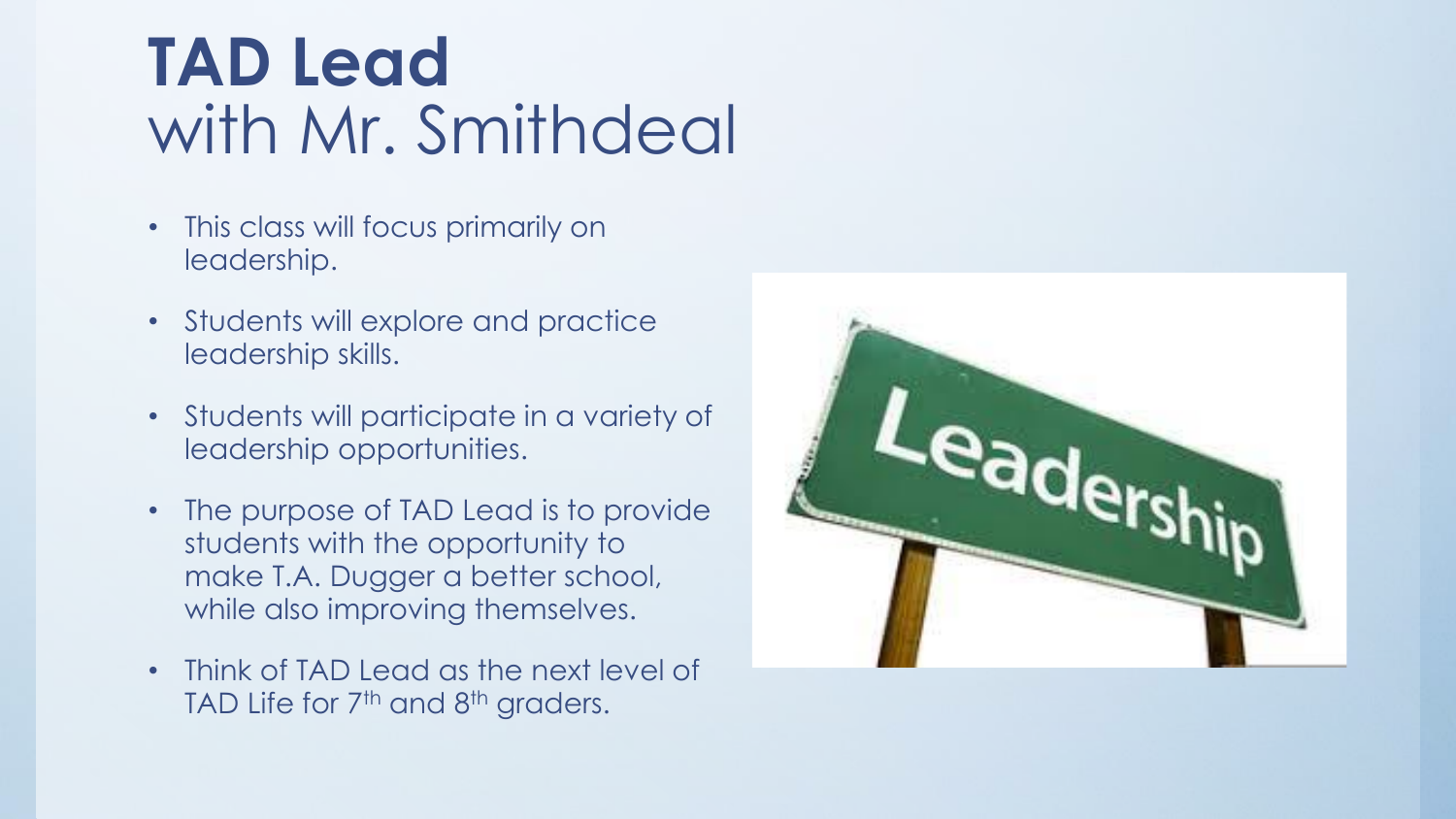# **TAD Lead**
with Mr. Smithdeal

- This class will focus primarily on leadership.
- Students will explore and practice leadership skills.
- Students will participate in a variety of leadership opportunities.
- The purpose of TAD Lead is to provide students with the opportunity to make T.A. Dugger a better school, while also improving themselves.
- Think of TAD Lead as the next level of TAD Life for 7th and 8th graders.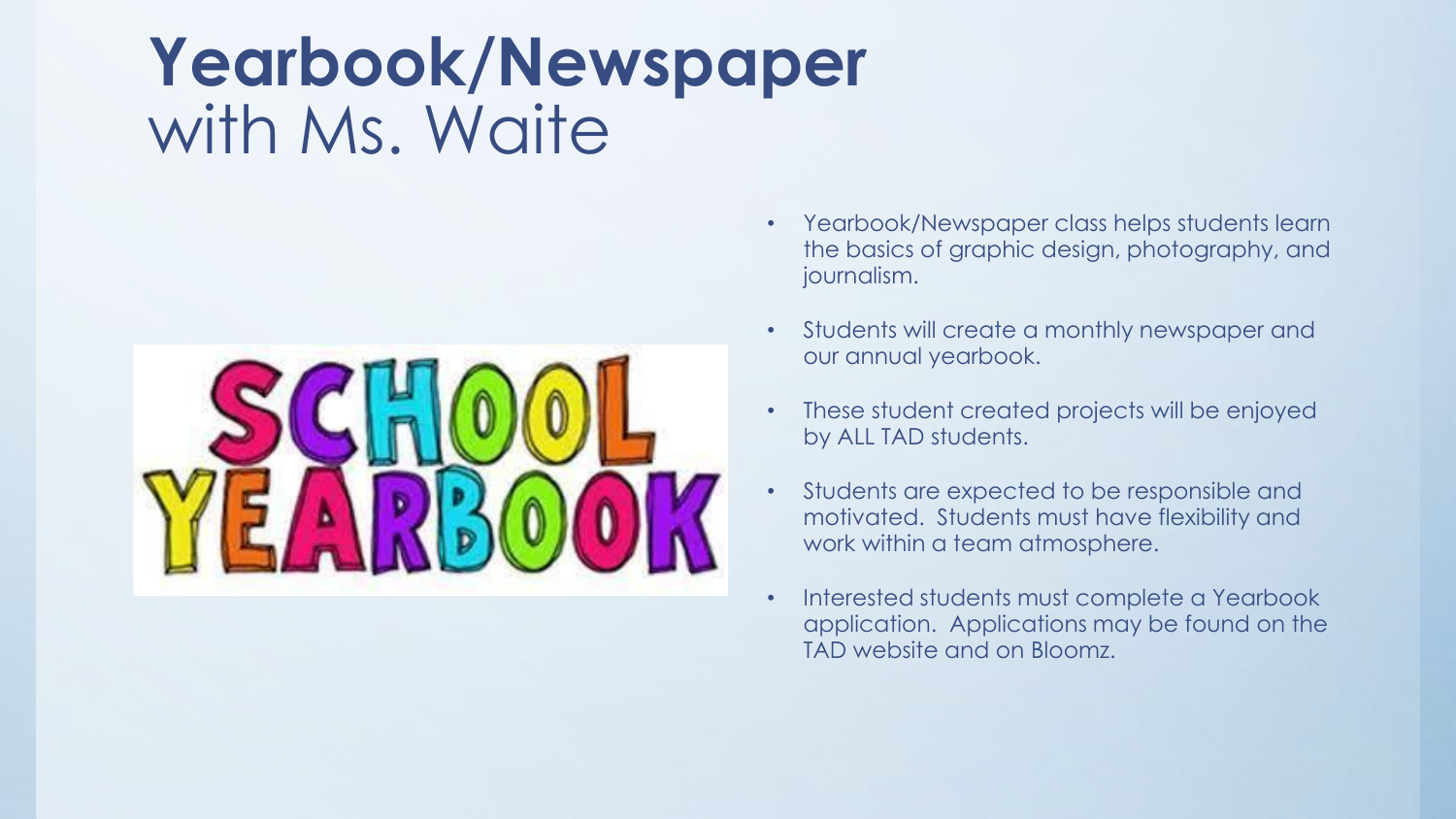# **Yearbook/Newspaper** with Ms. Waite

- Yearbook/Newspaper class helps students learn the basics of graphic design, photography, and journalism.
- Students will create a monthly newspaper and our annual yearbook.
- These student created projects will be enjoyed by ALL TAD students.
- Students are expected to be responsible and motivated. Students must have flexibility and work within a team atmosphere.
- Interested students must complete a Yearbook application. Applications may be found on the TAD website and on Bloomz.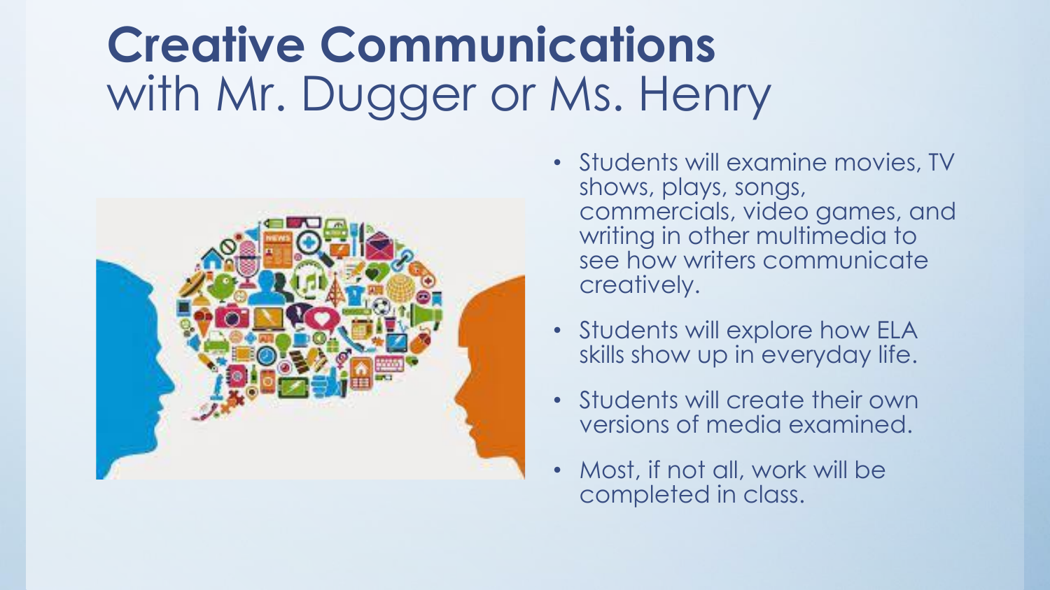# **Creative Communications** with Mr. Dugger or Ms. Henry

- Students will examine movies, TV shows, plays, songs, commercials, video games, and writing in other multimedia to see how writers communicate creatively.
- Students will explore how ELA skills show up in everyday life.
- Students will create their own versions of media examined.
- Most, if not all, work will be completed in class.